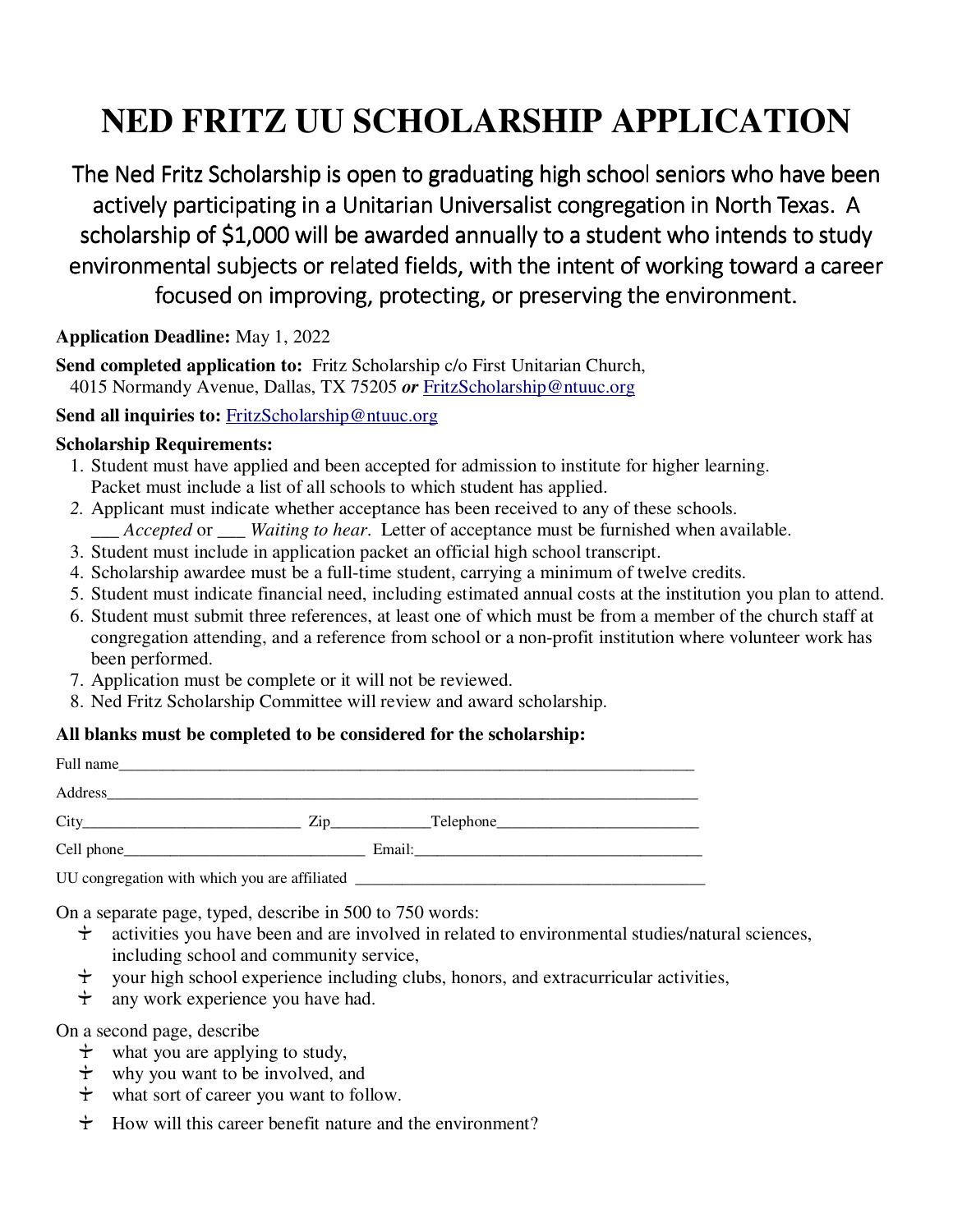# NED FRITZ UU SCHOLARSHIP APPLICATION

The Ned Fritz Scholarship is open to graduating high school seniors who have been actively participating in a Unitarian Universalist congregation in North Texas. A scholarship of $1,000 will be awarded annually to a student who intends to study environmental subjects or related fields, with the intent of working toward a career focused on improving, protecting, or preserving the environment.

**Application Deadline:** May 1, 2022

**Send completed application to:** Fritz Scholarship c/o First Unitarian Church, 4015 Normandy Avenue, Dallas, TX 75205 ***or*** FritzScholarship@ntuuc.org

**Send all inquiries to:** FritzScholarship@ntuuc.org

**Scholarship Requirements:**

1. Student must have applied and been accepted for admission to institute for higher learning. Packet must include a list of all schools to which student has applied.
2. Applicant must indicate whether acceptance has been received to any of these schools. ___ *Accepted* or ___ *Waiting to hear*. Letter of acceptance must be furnished when available.
3. Student must include in application packet an official high school transcript.
4. Scholarship awardee must be a full-time student, carrying a minimum of twelve credits.
5. Student must indicate financial need, including estimated annual costs at the institution you plan to attend.
6. Student must submit three references, at least one of which must be from a member of the church staff at congregation attending, and a reference from school or a non-profit institution where volunteer work has been performed.
7. Application must be complete or it will not be reviewed.
8. Ned Fritz Scholarship Committee will review and award scholarship.

**All blanks must be completed to be considered for the scholarship:**

Full name_______________________________________________________________________

Address_________________________________________________________________________

City___________________________ Zip____________Telephone_________________________

Cell phone_______________________________ Email:____________________________________

UU congregation with which you are affiliated _____________________________________________

On a separate page, typed, describe in 500 to 750 words:

- activities you have been and are involved in related to environmental studies/natural sciences, including school and community service,
- your high school experience including clubs, honors, and extracurricular activities,
- any work experience you have had.

On a second page, describe

- what you are applying to study,
- why you want to be involved, and
- what sort of career you want to follow.
- How will this career benefit nature and the environment?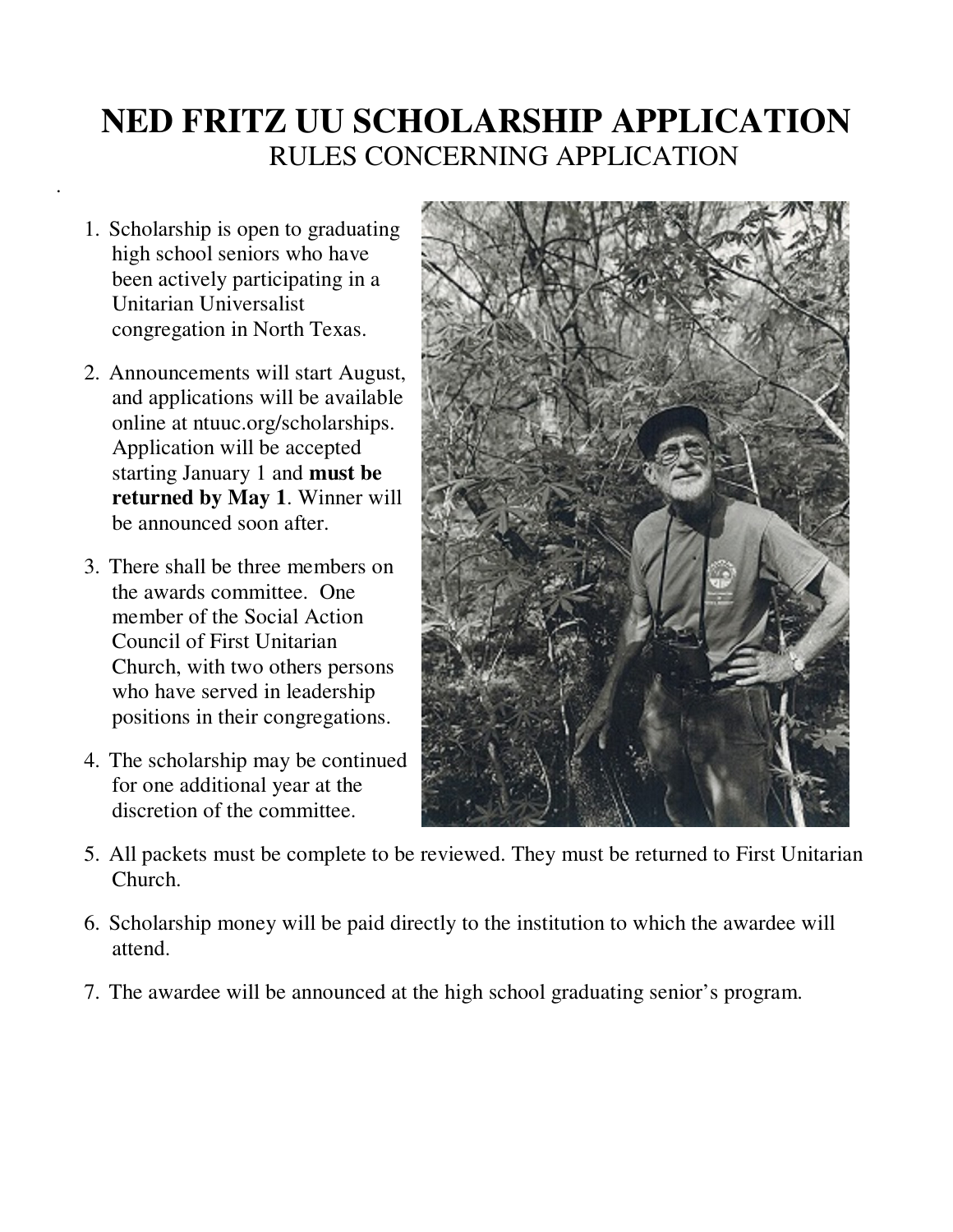# NED FRITZ UU SCHOLARSHIP APPLICATION

## RULES CONCERNING APPLICATION

1. Scholarship is open to graduating high school seniors who have been actively participating in a Unitarian Universalist congregation in North Texas.
2. Announcements will start August, and applications will be available online at ntuuc.org/scholarships. Application will be accepted starting January 1 and **must be returned by May 1**. Winner will be announced soon after.
3. There shall be three members on the awards committee. One member of the Social Action Council of First Unitarian Church, with two others persons who have served in leadership positions in their congregations.
4. The scholarship may be continued for one additional year at the discretion of the committee.
5. All packets must be complete to be reviewed. They must be returned to First Unitarian Church.
6. Scholarship money will be paid directly to the institution to which the awardee will attend.
7. The awardee will be announced at the high school graduating senior's program.